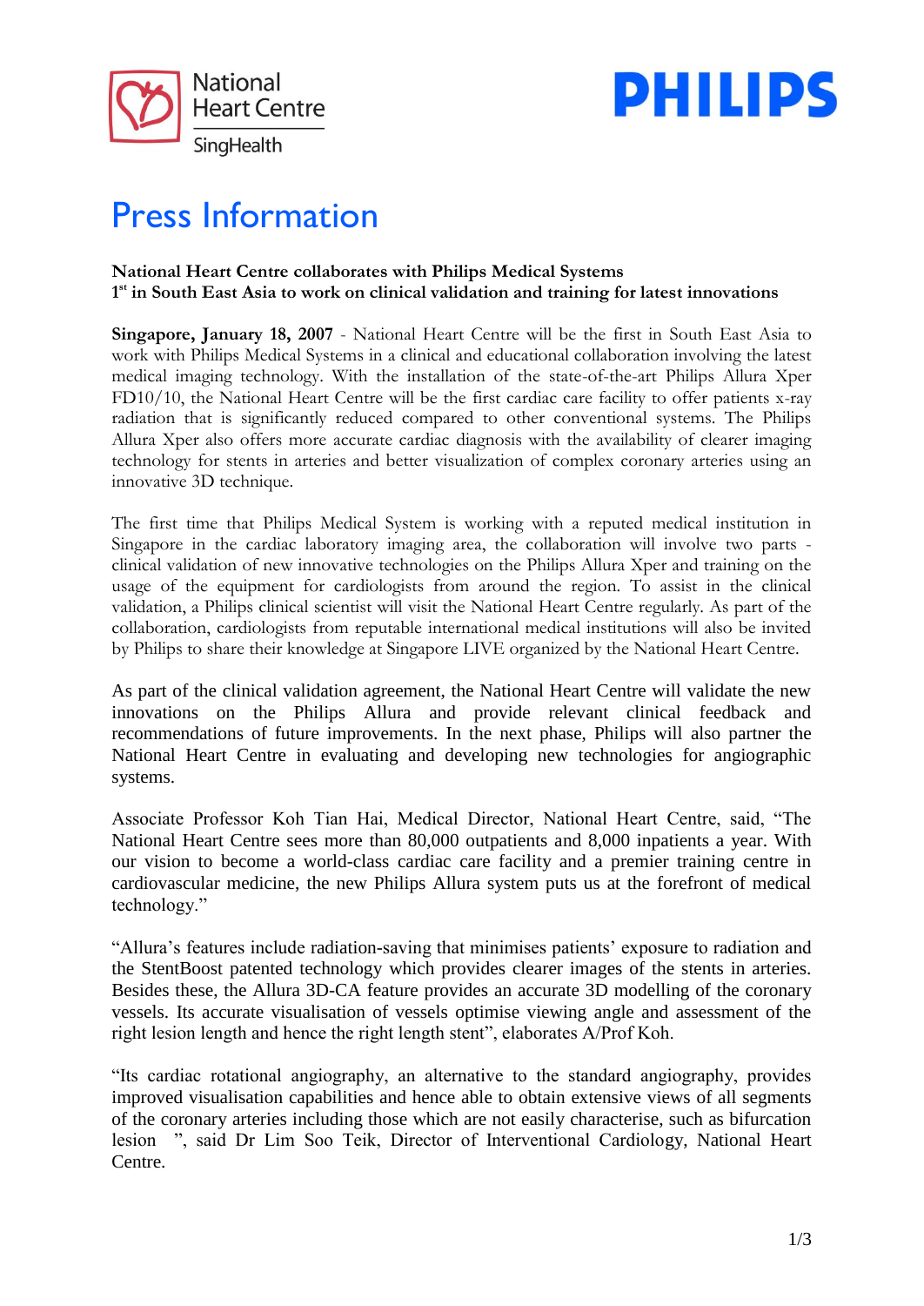National Heart Centre
SingHealth

PHILIPS

# Press Information

**National Heart Centre collaborates with Philips Medical Systems**
**1st in South East Asia to work on clinical validation and training for latest innovations**

**Singapore, January 18, 2007** - National Heart Centre will be the first in South East Asia to work with Philips Medical Systems in a clinical and educational collaboration involving the latest medical imaging technology. With the installation of the state-of-the-art Philips Allura Xper FD10/10, the National Heart Centre will be the first cardiac care facility to offer patients x-ray radiation that is significantly reduced compared to other conventional systems. The Philips Allura Xper also offers more accurate cardiac diagnosis with the availability of clearer imaging technology for stents in arteries and better visualization of complex coronary arteries using an innovative 3D technique.

The first time that Philips Medical System is working with a reputed medical institution in Singapore in the cardiac laboratory imaging area, the collaboration will involve two parts - clinical validation of new innovative technologies on the Philips Allura Xper and training on the usage of the equipment for cardiologists from around the region. To assist in the clinical validation, a Philips clinical scientist will visit the National Heart Centre regularly. As part of the collaboration, cardiologists from reputable international medical institutions will also be invited by Philips to share their knowledge at Singapore LIVE organized by the National Heart Centre.

As part of the clinical validation agreement, the National Heart Centre will validate the new innovations on the Philips Allura and provide relevant clinical feedback and recommendations of future improvements. In the next phase, Philips will also partner the National Heart Centre in evaluating and developing new technologies for angiographic systems.

Associate Professor Koh Tian Hai, Medical Director, National Heart Centre, said, "The National Heart Centre sees more than 80,000 outpatients and 8,000 inpatients a year. With our vision to become a world-class cardiac care facility and a premier training centre in cardiovascular medicine, the new Philips Allura system puts us at the forefront of medical technology."

"Allura's features include radiation-saving that minimises patients' exposure to radiation and the StentBoost patented technology which provides clearer images of the stents in arteries. Besides these, the Allura 3D-CA feature provides an accurate 3D modelling of the coronary vessels. Its accurate visualisation of vessels optimise viewing angle and assessment of the right lesion length and hence the right length stent", elaborates A/Prof Koh.

"Its cardiac rotational angiography, an alternative to the standard angiography, provides improved visualisation capabilities and hence able to obtain extensive views of all segments of the coronary arteries including those which are not easily characterise, such as bifurcation lesion ", said Dr Lim Soo Teik, Director of Interventional Cardiology, National Heart Centre.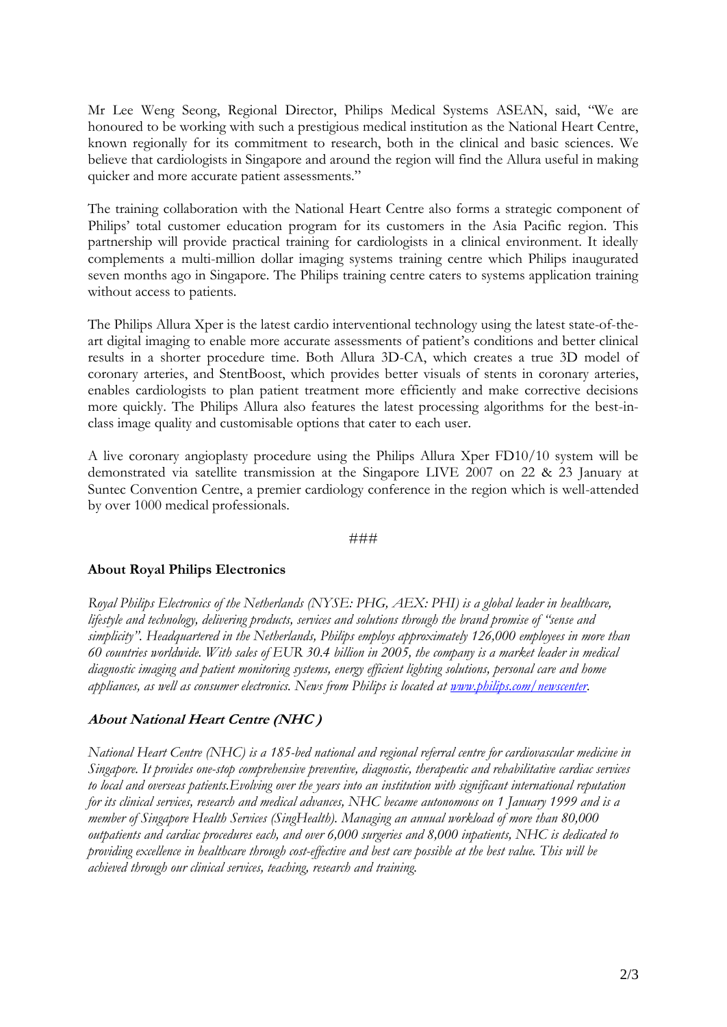Mr Lee Weng Seong, Regional Director, Philips Medical Systems ASEAN, said, "We are honoured to be working with such a prestigious medical institution as the National Heart Centre, known regionally for its commitment to research, both in the clinical and basic sciences. We believe that cardiologists in Singapore and around the region will find the Allura useful in making quicker and more accurate patient assessments."

The training collaboration with the National Heart Centre also forms a strategic component of Philips' total customer education program for its customers in the Asia Pacific region. This partnership will provide practical training for cardiologists in a clinical environment. It ideally complements a multi-million dollar imaging systems training centre which Philips inaugurated seven months ago in Singapore. The Philips training centre caters to systems application training without access to patients.

The Philips Allura Xper is the latest cardio interventional technology using the latest state-of-the-art digital imaging to enable more accurate assessments of patient's conditions and better clinical results in a shorter procedure time. Both Allura 3D-CA, which creates a true 3D model of coronary arteries, and StentBoost, which provides better visuals of stents in coronary arteries, enables cardiologists to plan patient treatment more efficiently and make corrective decisions more quickly. The Philips Allura also features the latest processing algorithms for the best-in-class image quality and customisable options that cater to each user.

A live coronary angioplasty procedure using the Philips Allura Xper FD10/10 system will be demonstrated via satellite transmission at the Singapore LIVE 2007 on 22 & 23 January at Suntec Convention Centre, a premier cardiology conference in the region which is well-attended by over 1000 medical professionals.

###

**About Royal Philips Electronics**

*Royal Philips Electronics of the Netherlands (NYSE: PHG, AEX: PHI) is a global leader in healthcare, lifestyle and technology, delivering products, services and solutions through the brand promise of "sense and simplicity". Headquartered in the Netherlands, Philips employs approximately 126,000 employees in more than 60 countries worldwide. With sales of EUR 30.4 billion in 2005, the company is a market leader in medical diagnostic imaging and patient monitoring systems, energy efficient lighting solutions, personal care and home appliances, as well as consumer electronics. News from Philips is located at [www.philips.com/newscenter](www.philips.com/newscenter).*

***About National Heart Centre (NHC )***

*National Heart Centre (NHC) is a 185-bed national and regional referral centre for cardiovascular medicine in Singapore. It provides one-stop comprehensive preventive, diagnostic, therapeutic and rehabilitative cardiac services to local and overseas patients.Evolving over the years into an institution with significant international reputation for its clinical services, research and medical advances, NHC became autonomous on 1 January 1999 and is a member of Singapore Health Services (SingHealth). Managing an annual workload of more than 80,000 outpatients and cardiac procedures each, and over 6,000 surgeries and 8,000 inpatients, NHC is dedicated to providing excellence in healthcare through cost-effective and best care possible at the best value. This will be achieved through our clinical services, teaching, research and training.*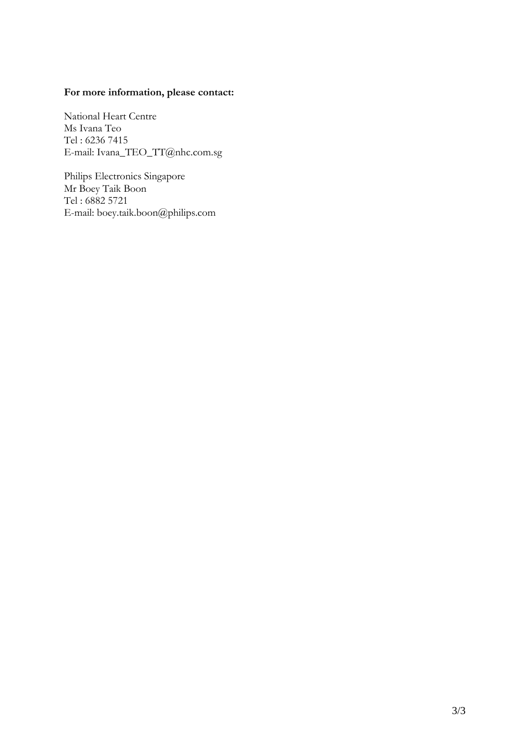**For more information, please contact:**

National Heart Centre
Ms Ivana Teo
Tel : 6236 7415
E-mail: Ivana_TEO_TT@nhc.com.sg

Philips Electronics Singapore
Mr Boey Taik Boon
Tel : 6882 5721
E-mail: boey.taik.boon@philips.com